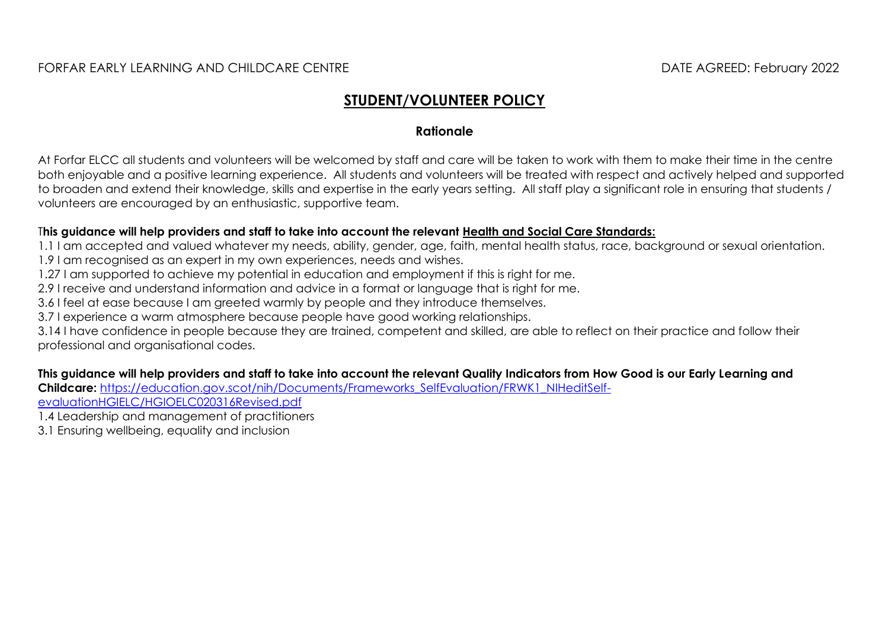FORFAR EARLY LEARNING AND CHILDCARE CENTRE DATE AGREED: February 2022

# STUDENT/VOLUNTEER POLICY

## Rationale

At Forfar ELCC all students and volunteers will be welcomed by staff and care will be taken to work with them to make their time in the centre both enjoyable and a positive learning experience. All students and volunteers will be treated with respect and actively helped and supported to broaden and extend their knowledge, skills and expertise in the early years setting. All staff play a significant role in ensuring that students / volunteers are encouraged by an enthusiastic, supportive team.

**This guidance will help providers and staff to take into account the relevant Health and Social Care Standards:**

1.1 I am accepted and valued whatever my needs, ability, gender, age, faith, mental health status, race, background or sexual orientation.
1.9 I am recognised as an expert in my own experiences, needs and wishes.
1.27 I am supported to achieve my potential in education and employment if this is right for me.
2.9 I receive and understand information and advice in a format or language that is right for me.
3.6 I feel at ease because I am greeted warmly by people and they introduce themselves.
3.7 I experience a warm atmosphere because people have good working relationships.
3.14 I have confidence in people because they are trained, competent and skilled, are able to reflect on their practice and follow their professional and organisational codes.

**This guidance will help providers and staff to take into account the relevant Quality Indicators from How Good is our Early Learning and Childcare:** https://education.gov.scot/nih/Documents/Frameworks_SelfEvaluation/FRWK1_NIHeditSelf-evaluationHGIELC/HGIOELC020316Revised.pdf

1.4 Leadership and management of practitioners
3.1 Ensuring wellbeing, equality and inclusion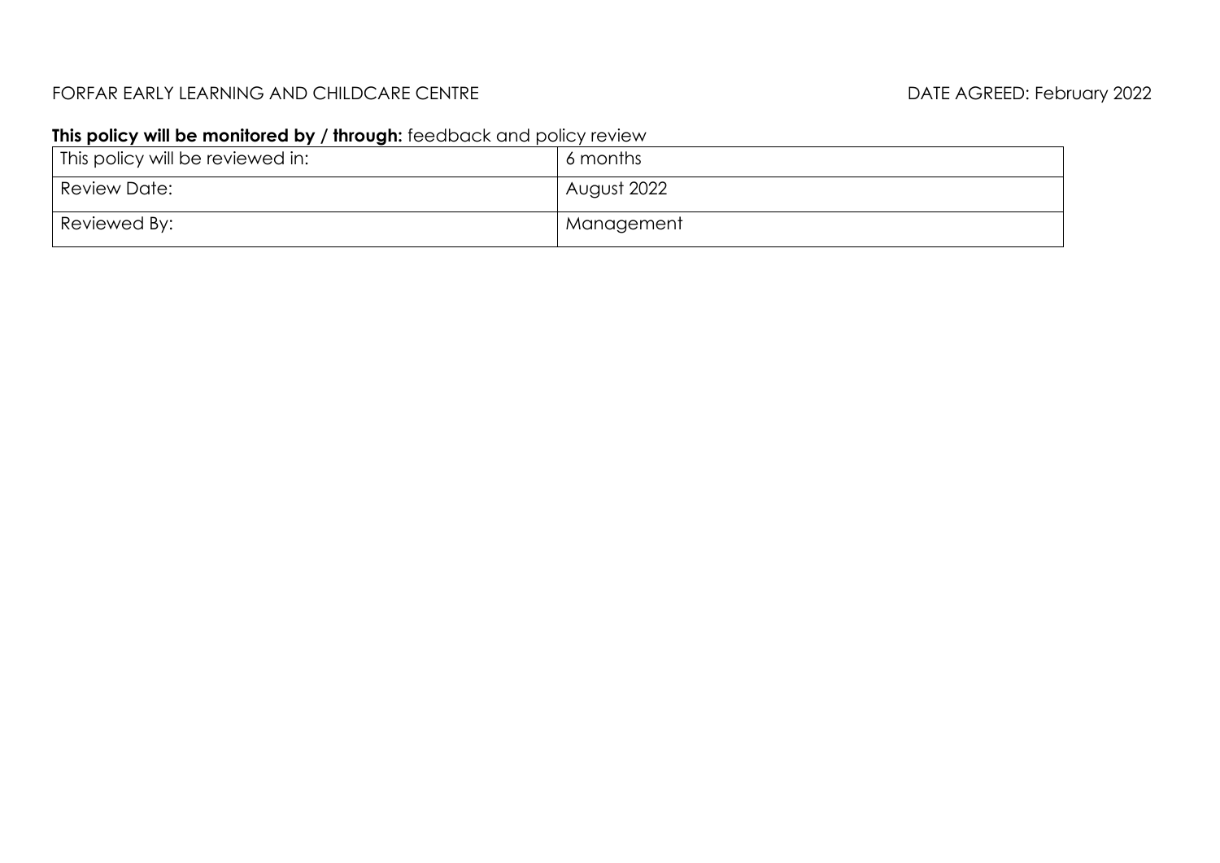FORFAR EARLY LEARNING AND CHILDCARE CENTRE DATE AGREED: February 2022

**This policy will be monitored by / through:** feedback and policy review

| This policy will be reviewed in: | 6 months |
| --- | --- |
| Review Date: | August 2022 |
| Reviewed By: | Management |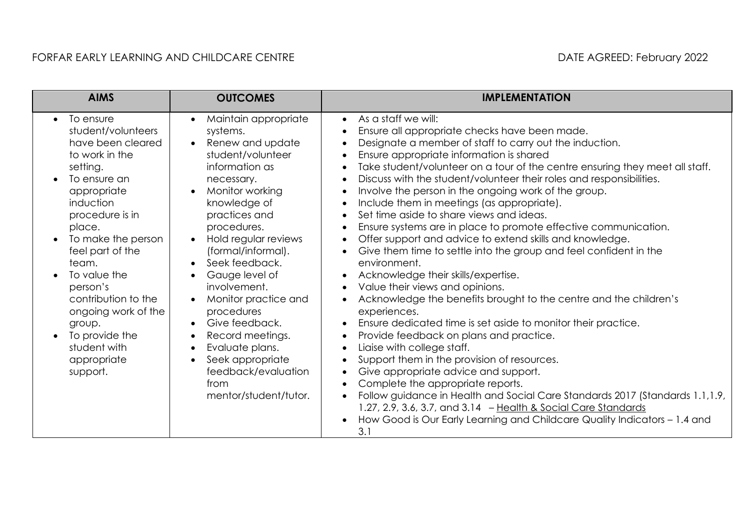FORFAR EARLY LEARNING AND CHILDCARE CENTRE DATE AGREED: February 2022

| AIMS | OUTCOMES | IMPLEMENTATION |
| --- | --- | --- |
| • To ensure student/volunteers have been cleared to work in the setting.<br>• To ensure an appropriate induction procedure is in place.<br>• To make the person feel part of the team.<br>• To value the person's contribution to the ongoing work of the group.<br>• To provide the student with appropriate support. | • Maintain appropriate systems.<br>• Renew and update student/volunteer information as necessary.<br>• Monitor working knowledge of practices and procedures.<br>• Hold regular reviews (formal/informal).<br>• Seek feedback.<br>• Gauge level of involvement.<br>• Monitor practice and procedures<br>• Give feedback.<br>• Record meetings.<br>• Evaluate plans.<br>• Seek appropriate feedback/evaluation from mentor/student/tutor. | • As a staff we will:<br>• Ensure all appropriate checks have been made.<br>• Designate a member of staff to carry out the induction.<br>• Ensure appropriate information is shared<br>• Take student/volunteer on a tour of the centre ensuring they meet all staff.<br>• Discuss with the student/volunteer their roles and responsibilities.<br>• Involve the person in the ongoing work of the group.<br>• Include them in meetings (as appropriate).<br>• Set time aside to share views and ideas.<br>• Ensure systems are in place to promote effective communication.<br>• Offer support and advice to extend skills and knowledge.<br>• Give them time to settle into the group and feel confident in the environment.<br>• Acknowledge their skills/expertise.<br>• Value their views and opinions.<br>• Acknowledge the benefits brought to the centre and the children's experiences.<br>• Ensure dedicated time is set aside to monitor their practice.<br>• Provide feedback on plans and practice.<br>• Liaise with college staff.<br>• Support them in the provision of resources.<br>• Give appropriate advice and support.<br>• Complete the appropriate reports.<br>• Follow guidance in Health and Social Care Standards 2017 (Standards 1.1,1.9, 1.27, 2.9, 3.6, 3.7, and 3.14 – Health & Social Care Standards<br>• How Good is Our Early Learning and Childcare Quality Indicators – 1.4 and 3.1 |